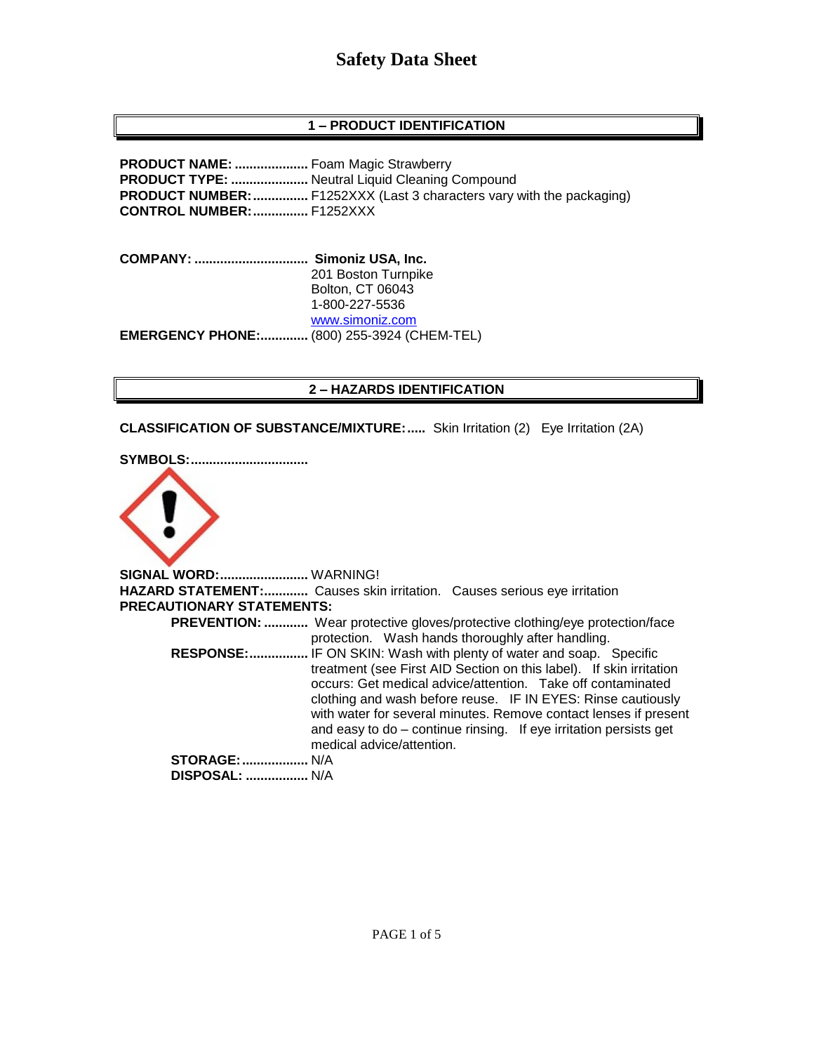# Safety Data Sheet

## 1 – PRODUCT IDENTIFICATION

**PRODUCT NAME:** .................... Foam Magic Strawberry
**PRODUCT TYPE:** ..................... Neutral Liquid Cleaning Compound
**PRODUCT NUMBER:** ............... F1252XXX (Last 3 characters vary with the packaging)
**CONTROL NUMBER:** ............... F1252XXX

**COMPANY:** ............................... **Simoniz USA, Inc.**
201 Boston Turnpike
Bolton, CT 06043
1-800-227-5536
www.simoniz.com
**EMERGENCY PHONE:** ............. (800) 255-3924 (CHEM-TEL)

## 2 – HAZARDS IDENTIFICATION

**CLASSIFICATION OF SUBSTANCE/MIXTURE:** ..... Skin Irritation (2) Eye Irritation (2A)

**SYMBOLS:** ...............................

**SIGNAL WORD:** ........................ WARNING!
**HAZARD STATEMENT:** ............ Causes skin irritation. Causes serious eye irritation
**PRECAUTIONARY STATEMENTS:**

- **PREVENTION:** ............ Wear protective gloves/protective clothing/eye protection/face protection. Wash hands thoroughly after handling.
- **RESPONSE:** ................ IF ON SKIN: Wash with plenty of water and soap. Specific treatment (see First AID Section on this label). If skin irritation occurs: Get medical advice/attention. Take off contaminated clothing and wash before reuse. IF IN EYES: Rinse cautiously with water for several minutes. Remove contact lenses if present and easy to do – continue rinsing. If eye irritation persists get medical advice/attention.
- **STORAGE:** .................. N/A
- **DISPOSAL:** ................. N/A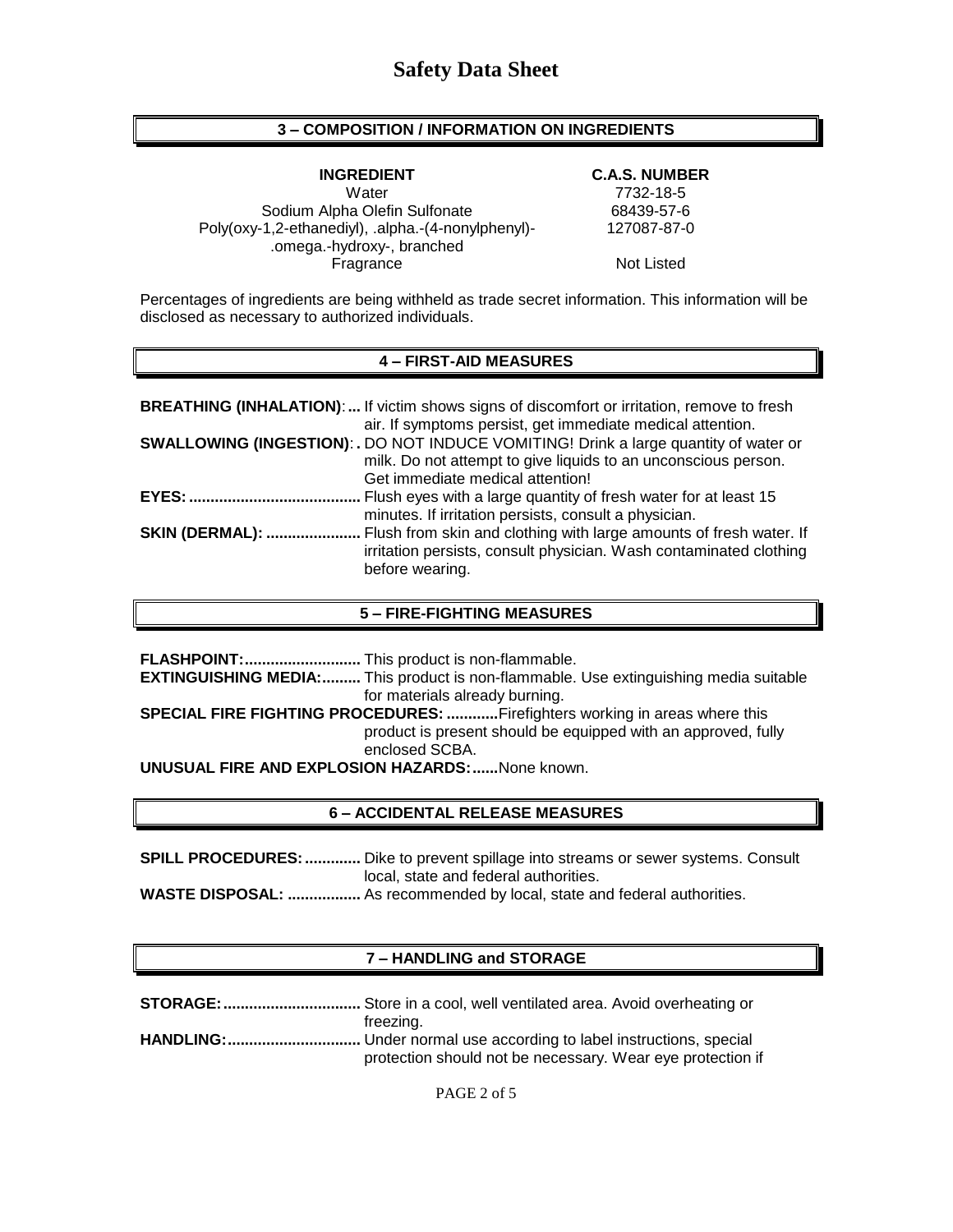## 3 – COMPOSITION / INFORMATION ON INGREDIENTS

| INGREDIENT | C.A.S. NUMBER |
|---|---|
| Water | 7732-18-5 |
| Sodium Alpha Olefin Sulfonate | 68439-57-6 |
| Poly(oxy-1,2-ethanediyl), .alpha.-(4-nonylphenyl)-.omega.-hydroxy-, branched | 127087-87-0 |
| Fragrance | Not Listed |

Percentages of ingredients are being withheld as trade secret information. This information will be disclosed as necessary to authorized individuals.

## 4 – FIRST-AID MEASURES

**BREATHING (INHALATION):...** If victim shows signs of discomfort or irritation, remove to fresh air. If symptoms persist, get immediate medical attention.

**SWALLOWING (INGESTION):.** DO NOT INDUCE VOMITING! Drink a large quantity of water or milk. Do not attempt to give liquids to an unconscious person. Get immediate medical attention!

**EYES:...** Flush eyes with a large quantity of fresh water for at least 15 minutes. If irritation persists, consult a physician.

**SKIN (DERMAL):...** Flush from skin and clothing with large amounts of fresh water. If irritation persists, consult physician. Wash contaminated clothing before wearing.

## 5 – FIRE-FIGHTING MEASURES

**FLASHPOINT:...** This product is non-flammable.

**EXTINGUISHING MEDIA:...** This product is non-flammable. Use extinguishing media suitable for materials already burning.

**SPECIAL FIRE FIGHTING PROCEDURES:...** Firefighters working in areas where this product is present should be equipped with an approved, fully enclosed SCBA.

**UNUSUAL FIRE AND EXPLOSION HAZARDS:...** None known.

## 6 – ACCIDENTAL RELEASE MEASURES

**SPILL PROCEDURES:...** Dike to prevent spillage into streams or sewer systems. Consult local, state and federal authorities.

**WASTE DISPOSAL:...** As recommended by local, state and federal authorities.

## 7 – HANDLING and STORAGE

**STORAGE:...** Store in a cool, well ventilated area. Avoid overheating or freezing.

**HANDLING:...** Under normal use according to label instructions, special protection should not be necessary. Wear eye protection if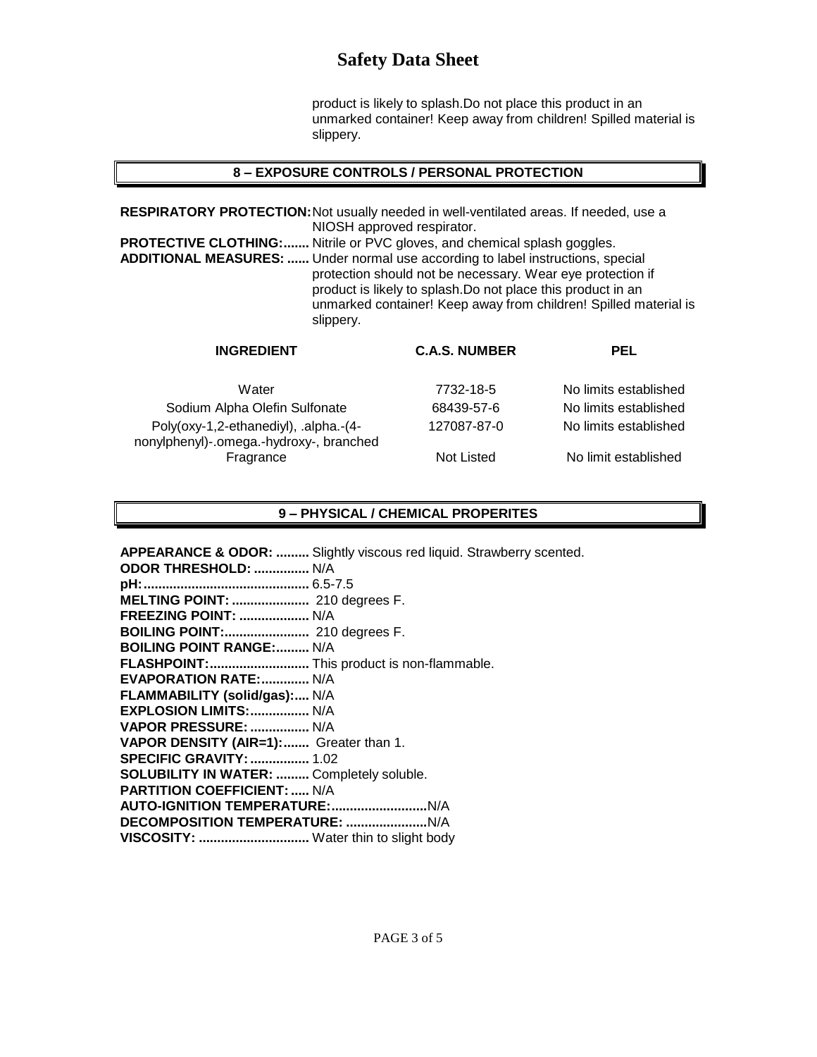product is likely to splash.Do not place this product in an unmarked container! Keep away from children! Spilled material is slippery.

## 8 – EXPOSURE CONTROLS / PERSONAL PROTECTION

**RESPIRATORY PROTECTION:** Not usually needed in well-ventilated areas. If needed, use a NIOSH approved respirator.

**PROTECTIVE CLOTHING:.......** Nitrile or PVC gloves, and chemical splash goggles.

**ADDITIONAL MEASURES: ......** Under normal use according to label instructions, special protection should not be necessary. Wear eye protection if product is likely to splash.Do not place this product in an unmarked container! Keep away from children! Spilled material is slippery.

| INGREDIENT | C.A.S. NUMBER | PEL |
|---|---|---|
| Water | 7732-18-5 | No limits established |
| Sodium Alpha Olefin Sulfonate | 68439-57-6 | No limits established |
| Poly(oxy-1,2-ethanediyl), .alpha.-(4-nonylphenyl)-.omega.-hydroxy-, branched | 127087-87-0 | No limits established |
| Fragrance | Not Listed | No limit established |

## 9 – PHYSICAL / CHEMICAL PROPERITES

**APPEARANCE & ODOR: .........** Slightly viscous red liquid. Strawberry scented.
**ODOR THRESHOLD: ...............** N/A
**pH:............................................** 6.5-7.5
**MELTING POINT: .....................** 210 degrees F.
**FREEZING POINT: ...................** N/A
**BOILING POINT:.......................** 210 degrees F.
**BOILING POINT RANGE:.........** N/A
**FLASHPOINT:...........................** This product is non-flammable.
**EVAPORATION RATE:.............** N/A
**FLAMMABILITY (solid/gas):....** N/A
**EXPLOSION LIMITS:................** N/A
**VAPOR PRESSURE: ................** N/A
**VAPOR DENSITY (AIR=1):.......** Greater than 1.
**SPECIFIC GRAVITY: ................** 1.02
**SOLUBILITY IN WATER: .........** Completely soluble.
**PARTITION COEFFICIENT: .....** N/A
**AUTO-IGNITION TEMPERATURE:..........................**N/A
**DECOMPOSITION TEMPERATURE: ......................**N/A
**VISCOSITY: ..............................** Water thin to slight body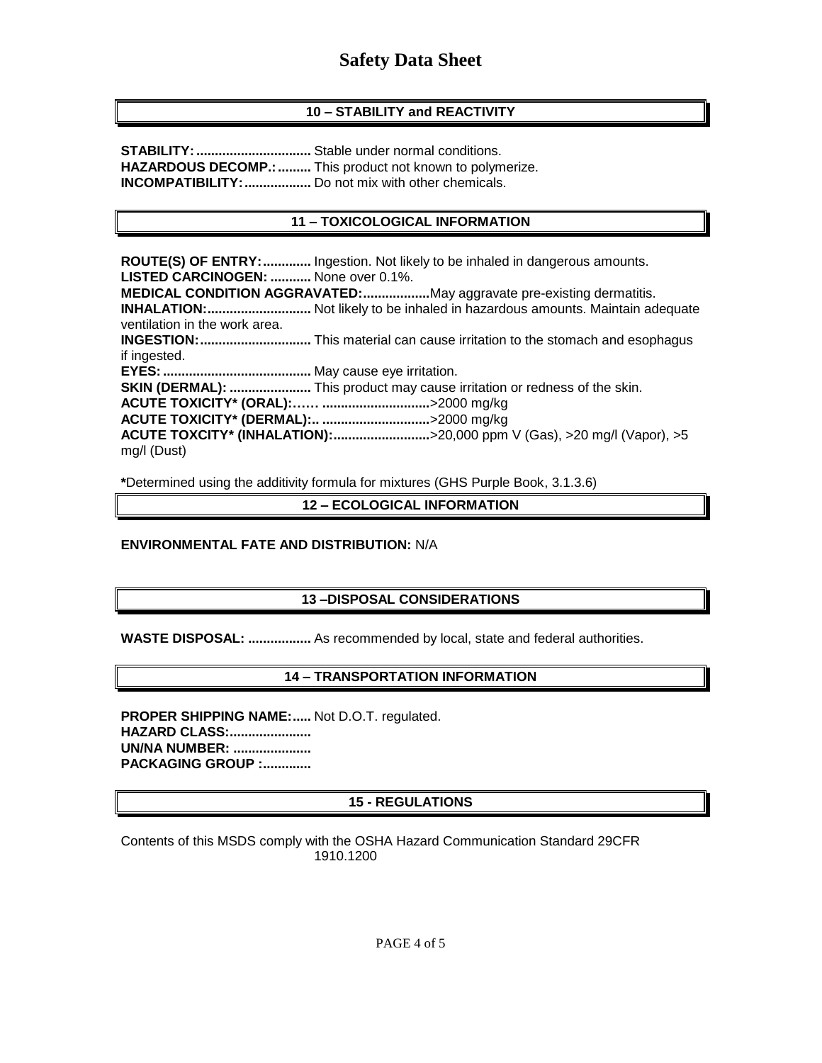# Safety Data Sheet

## 10 – STABILITY and REACTIVITY

**STABILITY:...............................** Stable under normal conditions.
**HAZARDOUS DECOMP.:.........** This product not known to polymerize.
**INCOMPATIBILITY:..................** Do not mix with other chemicals.

## 11 – TOXICOLOGICAL INFORMATION

**ROUTE(S) OF ENTRY:.............** Ingestion. Not likely to be inhaled in dangerous amounts.
**LISTED CARCINOGEN: ...........** None over 0.1%.
**MEDICAL CONDITION AGGRAVATED:..................** May aggravate pre-existing dermatitis.
**INHALATION:............................** Not likely to be inhaled in hazardous amounts. Maintain adequate ventilation in the work area.
**INGESTION:..............................** This material can cause irritation to the stomach and esophagus if ingested.
**EYES:........................................** May cause eye irritation.
**SKIN (DERMAL): ......................** This product may cause irritation or redness of the skin.
**ACUTE TOXICITY* (ORAL):…… .............................** >2000 mg/kg
**ACUTE TOXICITY* (DERMAL):.. .............................** >2000 mg/kg
**ACUTE TOXCITY* (INHALATION):..........................** >20,000 ppm V (Gas), >20 mg/l (Vapor), >5 mg/l (Dust)

**\***Determined using the additivity formula for mixtures (GHS Purple Book, 3.1.3.6)

## 12 – ECOLOGICAL INFORMATION

**ENVIRONMENTAL FATE AND DISTRIBUTION:** N/A

## 13 –DISPOSAL CONSIDERATIONS

**WASTE DISPOSAL: .................** As recommended by local, state and federal authorities.

## 14 – TRANSPORTATION INFORMATION

**PROPER SHIPPING NAME:.....** Not D.O.T. regulated.
**HAZARD CLASS:......................**
**UN/NA NUMBER: .....................**
**PACKAGING GROUP :.............**

## 15 - REGULATIONS

Contents of this MSDS comply with the OSHA Hazard Communication Standard 29CFR 1910.1200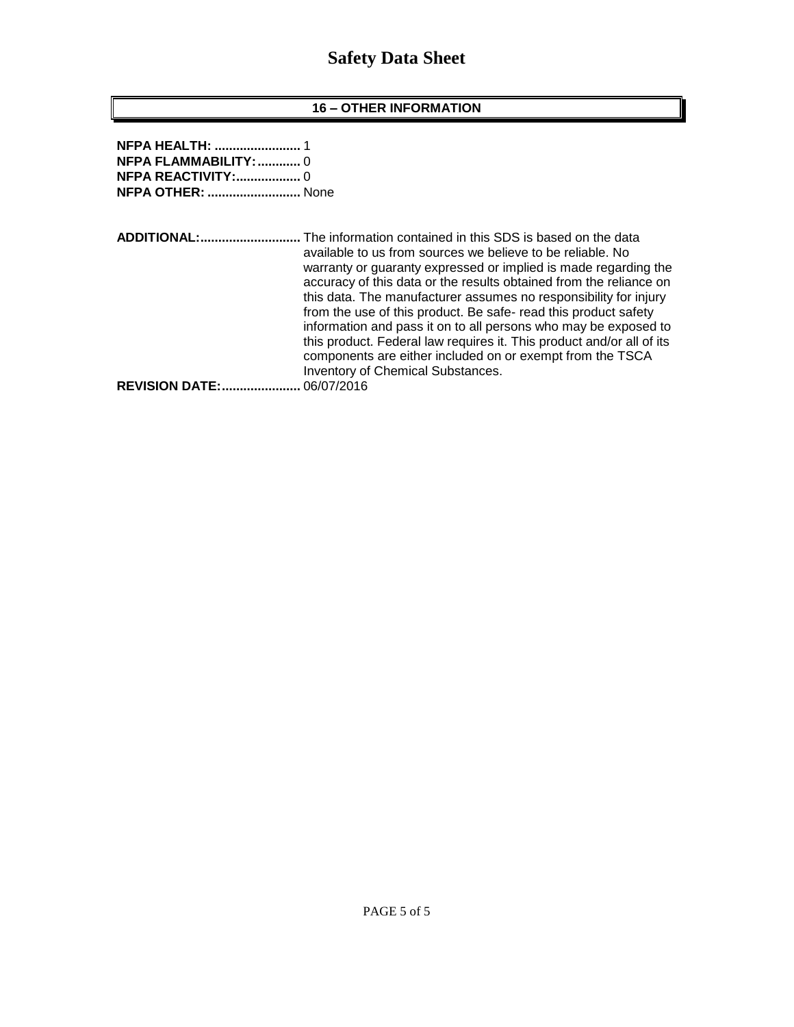# Safety Data Sheet

## 16 – OTHER INFORMATION

**NFPA HEALTH: ........................** 1
**NFPA FLAMMABILITY:............** 0
**NFPA REACTIVITY:..................** 0
**NFPA OTHER: ..........................** None

**ADDITIONAL:............................** The information contained in this SDS is based on the data available to us from sources we believe to be reliable. No warranty or guaranty expressed or implied is made regarding the accuracy of this data or the results obtained from the reliance on this data. The manufacturer assumes no responsibility for injury from the use of this product. Be safe- read this product safety information and pass it on to all persons who may be exposed to this product. Federal law requires it. This product and/or all of its components are either included on or exempt from the TSCA Inventory of Chemical Substances.

**REVISION DATE:......................** 06/07/2016